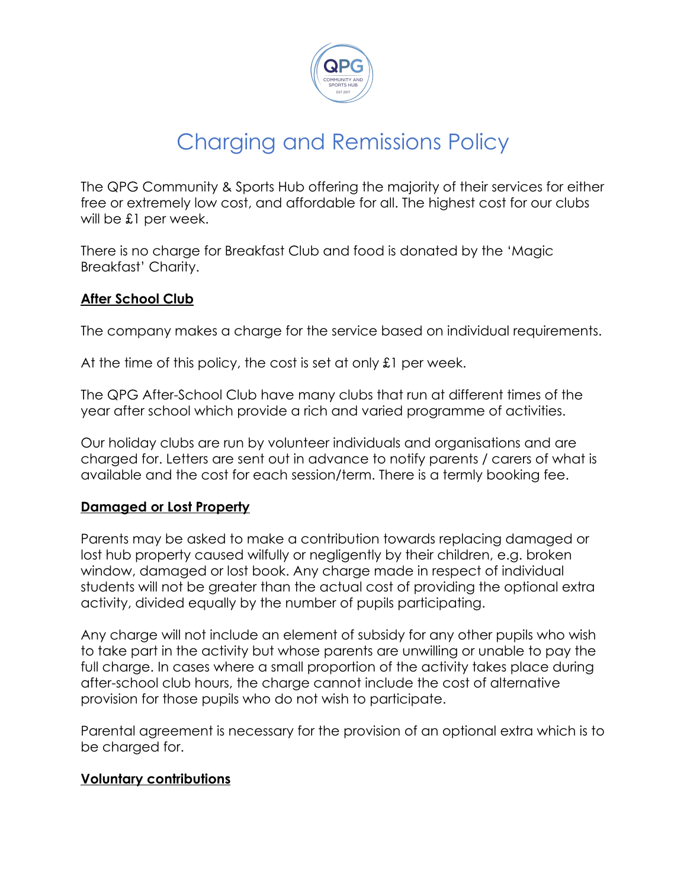# Charging and Remissions Policy

The QPG Community & Sports Hub offering the majority of their services for either free or extremely low cost, and affordable for all. The highest cost for our clubs will be £1 per week.

There is no charge for Breakfast Club and food is donated by the 'Magic Breakfast' Charity.

## After School Club

The company makes a charge for the service based on individual requirements.

At the time of this policy, the cost is set at only £1 per week.

The QPG After-School Club have many clubs that run at different times of the year after school which provide a rich and varied programme of activities.

Our holiday clubs are run by volunteer individuals and organisations and are charged for. Letters are sent out in advance to notify parents / carers of what is available and the cost for each session/term. There is a termly booking fee.

## Damaged or Lost Property

Parents may be asked to make a contribution towards replacing damaged or lost hub property caused wilfully or negligently by their children, e.g. broken window, damaged or lost book. Any charge made in respect of individual students will not be greater than the actual cost of providing the optional extra activity, divided equally by the number of pupils participating.

Any charge will not include an element of subsidy for any other pupils who wish to take part in the activity but whose parents are unwilling or unable to pay the full charge. In cases where a small proportion of the activity takes place during after-school club hours, the charge cannot include the cost of alternative provision for those pupils who do not wish to participate.

Parental agreement is necessary for the provision of an optional extra which is to be charged for.

## Voluntary contributions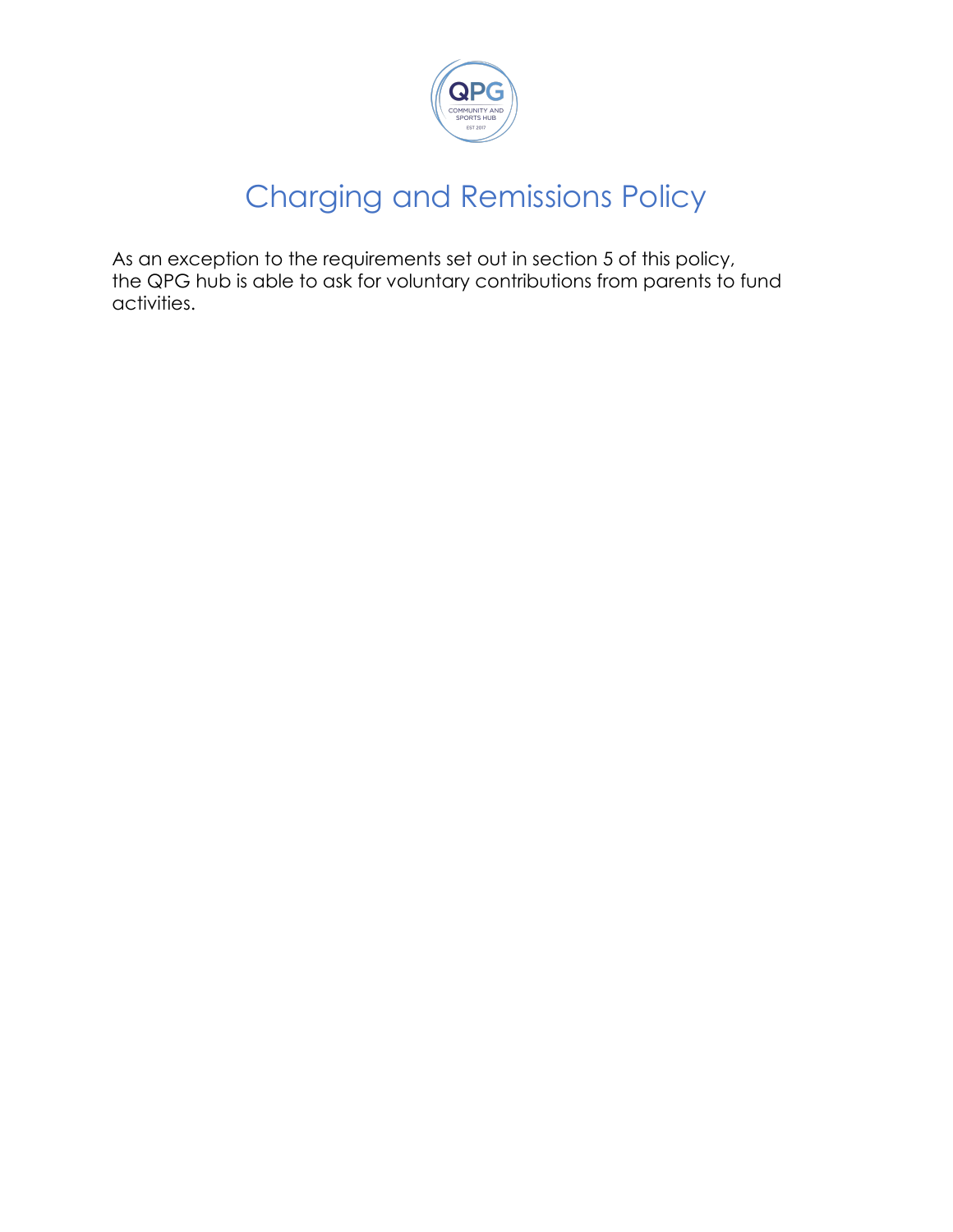# Charging and Remissions Policy

As an exception to the requirements set out in section 5 of this policy, the QPG hub is able to ask for voluntary contributions from parents to fund activities.